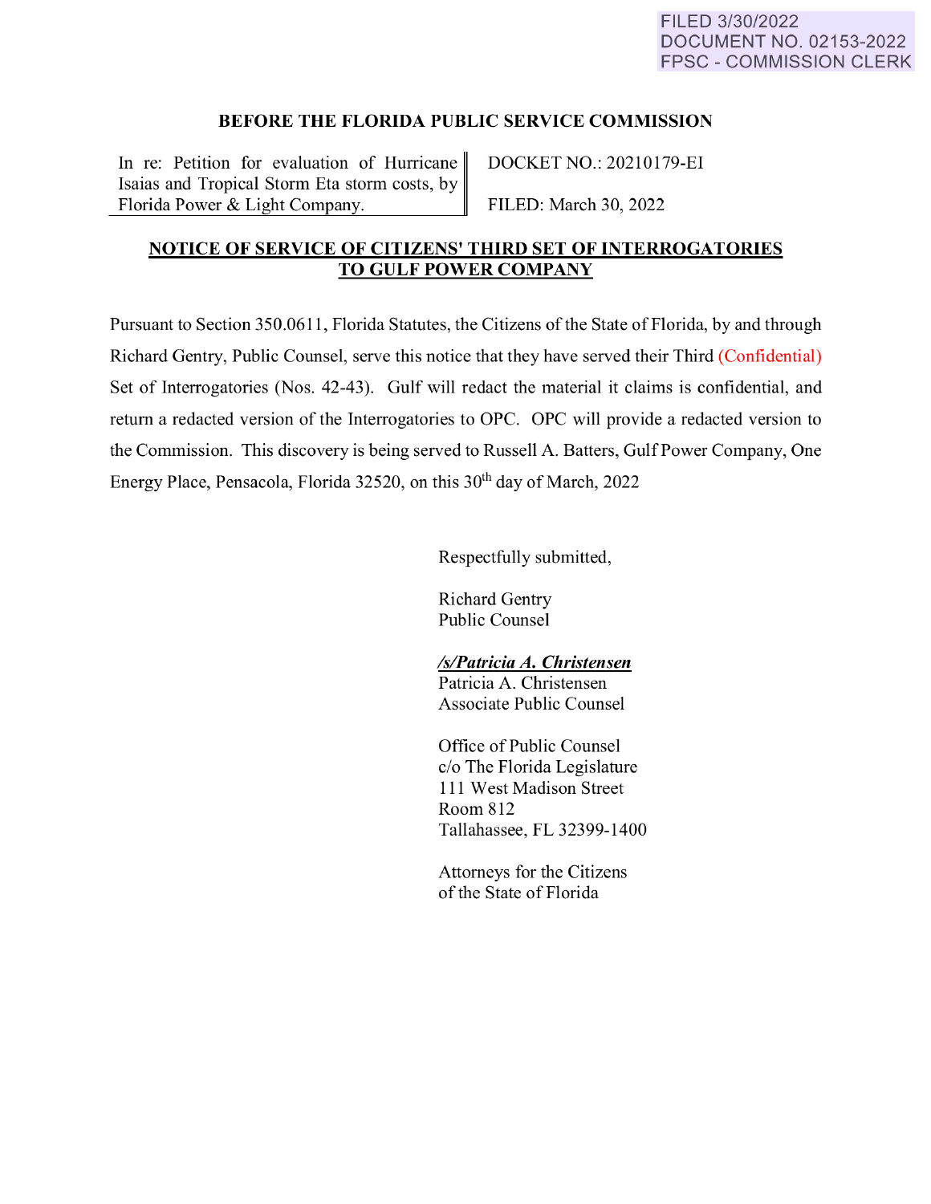FILED 3/30/2022
DOCUMENT NO. 02153-2022
FPSC - COMMISSION CLERK

## BEFORE THE FLORIDA PUBLIC SERVICE COMMISSION

| In re: Petition for evaluation of Hurricane Isaias and Tropical Storm Eta storm costs, by Florida Power & Light Company. | DOCKET NO.: 20210179-EI<br><br>FILED: March 30, 2022 |
|---|---|

### NOTICE OF SERVICE OF CITIZENS' THIRD SET OF INTERROGATORIES TO GULF POWER COMPANY

Pursuant to Section 350.0611, Florida Statutes, the Citizens of the State of Florida, by and through Richard Gentry, Public Counsel, serve this notice that they have served their Third (Confidential) Set of Interrogatories (Nos. 42-43). Gulf will redact the material it claims is confidential, and return a redacted version of the Interrogatories to OPC. OPC will provide a redacted version to the Commission. This discovery is being served to Russell A. Batters, Gulf Power Company, One Energy Place, Pensacola, Florida 32520, on this 30th day of March, 2022

Respectfully submitted,

Richard Gentry
Public Counsel

***/s/Patricia A. Christensen***
Patricia A. Christensen
Associate Public Counsel

Office of Public Counsel
c/o The Florida Legislature
111 West Madison Street
Room 812
Tallahassee, FL 32399-1400

Attorneys for the Citizens
of the State of Florida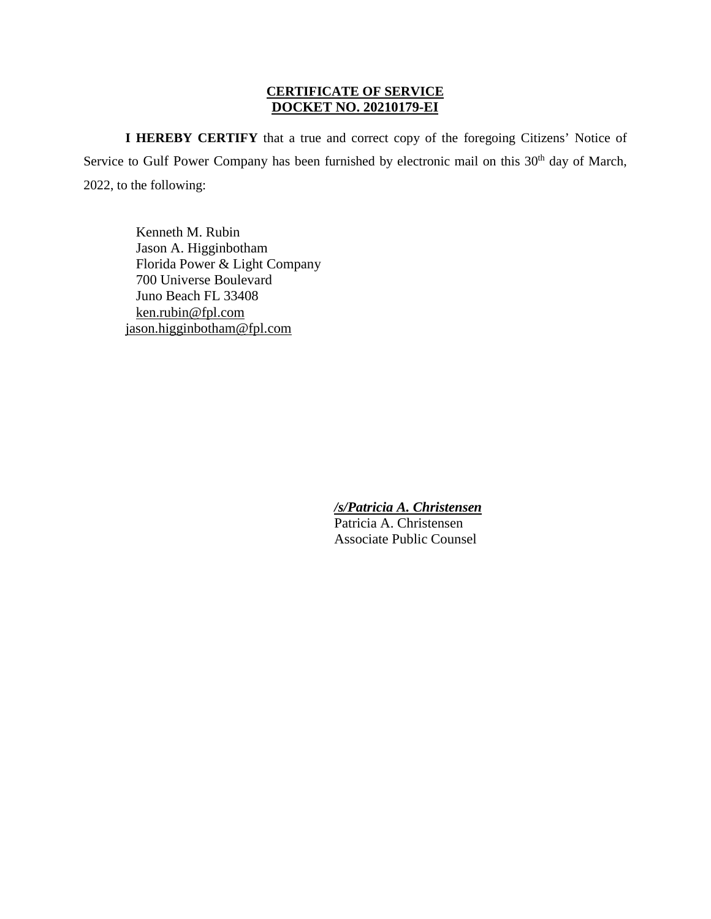**CERTIFICATE OF SERVICE**
**DOCKET NO. 20210179-EI**

**I HEREBY CERTIFY** that a true and correct copy of the foregoing Citizens' Notice of Service to Gulf Power Company has been furnished by electronic mail on this 30th day of March, 2022, to the following:

Kenneth M. Rubin
Jason A. Higginbotham
Florida Power & Light Company
700 Universe Boulevard
Juno Beach FL 33408
ken.rubin@fpl.com
jason.higginbotham@fpl.com

***/s/Patricia A. Christensen***
Patricia A. Christensen
Associate Public Counsel